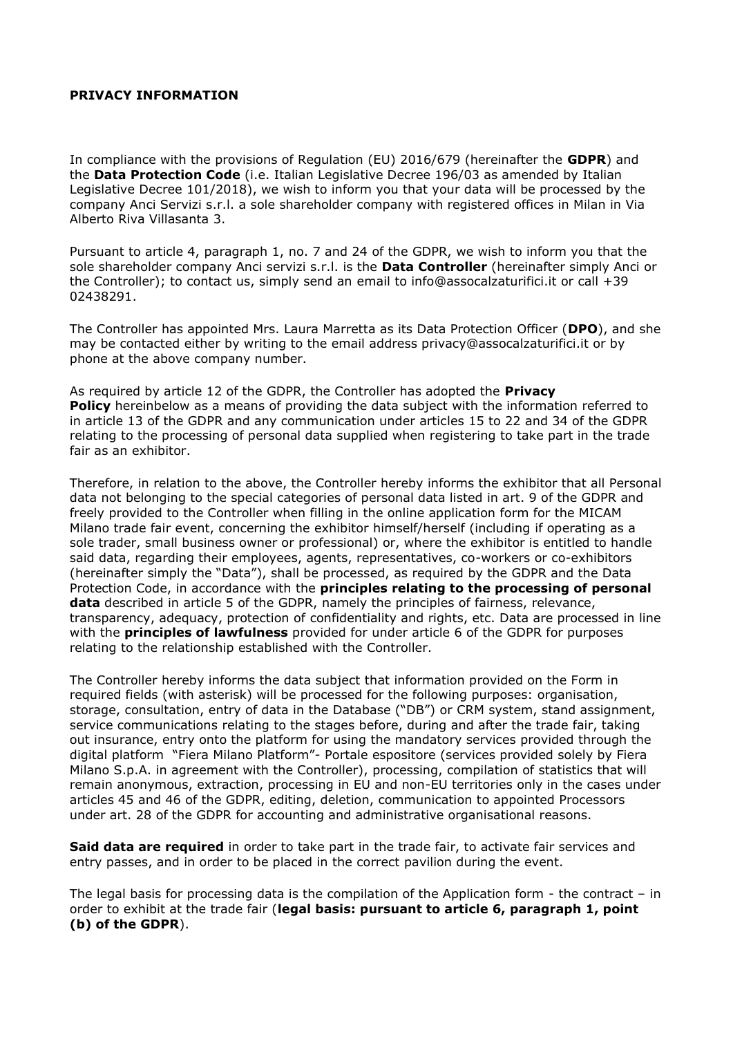**PRIVACY INFORMATION**

In compliance with the provisions of Regulation (EU) 2016/679 (hereinafter the **GDPR**) and the **Data Protection Code** (i.e. Italian Legislative Decree 196/03 as amended by Italian Legislative Decree 101/2018), we wish to inform you that your data will be processed by the company Anci Servizi s.r.l. a sole shareholder company with registered offices in Milan in Via Alberto Riva Villasanta 3.

Pursuant to article 4, paragraph 1, no. 7 and 24 of the GDPR, we wish to inform you that the sole shareholder company Anci servizi s.r.l. is the **Data Controller** (hereinafter simply Anci or the Controller); to contact us, simply send an email to info@assocalzaturifici.it or call +39 02438291.

The Controller has appointed Mrs. Laura Marretta as its Data Protection Officer (**DPO**), and she may be contacted either by writing to the email address privacy@assocalzaturifici.it or by phone at the above company number.

As required by article 12 of the GDPR, the Controller has adopted the **Privacy Policy** hereinbelow as a means of providing the data subject with the information referred to in article 13 of the GDPR and any communication under articles 15 to 22 and 34 of the GDPR relating to the processing of personal data supplied when registering to take part in the trade fair as an exhibitor.

Therefore, in relation to the above, the Controller hereby informs the exhibitor that all Personal data not belonging to the special categories of personal data listed in art. 9 of the GDPR and freely provided to the Controller when filling in the online application form for the MICAM Milano trade fair event, concerning the exhibitor himself/herself (including if operating as a sole trader, small business owner or professional) or, where the exhibitor is entitled to handle said data, regarding their employees, agents, representatives, co-workers or co-exhibitors (hereinafter simply the "Data"), shall be processed, as required by the GDPR and the Data Protection Code, in accordance with the **principles relating to the processing of personal data** described in article 5 of the GDPR, namely the principles of fairness, relevance, transparency, adequacy, protection of confidentiality and rights, etc. Data are processed in line with the **principles of lawfulness** provided for under article 6 of the GDPR for purposes relating to the relationship established with the Controller.

The Controller hereby informs the data subject that information provided on the Form in required fields (with asterisk) will be processed for the following purposes: organisation, storage, consultation, entry of data in the Database ("DB") or CRM system, stand assignment, service communications relating to the stages before, during and after the trade fair, taking out insurance, entry onto the platform for using the mandatory services provided through the digital platform "Fiera Milano Platform"- Portale espositore (services provided solely by Fiera Milano S.p.A. in agreement with the Controller), processing, compilation of statistics that will remain anonymous, extraction, processing in EU and non-EU territories only in the cases under articles 45 and 46 of the GDPR, editing, deletion, communication to appointed Processors under art. 28 of the GDPR for accounting and administrative organisational reasons.

**Said data are required** in order to take part in the trade fair, to activate fair services and entry passes, and in order to be placed in the correct pavilion during the event.

The legal basis for processing data is the compilation of the Application form - the contract – in order to exhibit at the trade fair (**legal basis: pursuant to article 6, paragraph 1, point (b) of the GDPR**).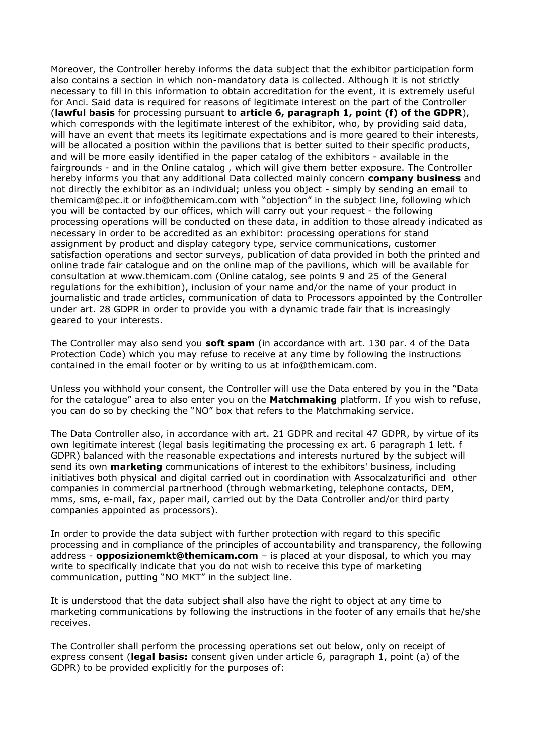Moreover, the Controller hereby informs the data subject that the exhibitor participation form also contains a section in which non-mandatory data is collected. Although it is not strictly necessary to fill in this information to obtain accreditation for the event, it is extremely useful for Anci. Said data is required for reasons of legitimate interest on the part of the Controller (**lawful basis** for processing pursuant to **article 6, paragraph 1, point (f) of the GDPR**), which corresponds with the legitimate interest of the exhibitor, who, by providing said data, will have an event that meets its legitimate expectations and is more geared to their interests, will be allocated a position within the pavilions that is better suited to their specific products, and will be more easily identified in the paper catalog of the exhibitors - available in the fairgrounds - and in the Online catalog , which will give them better exposure. The Controller hereby informs you that any additional Data collected mainly concern **company business** and not directly the exhibitor as an individual; unless you object - simply by sending an email to themicam@pec.it or info@themicam.com with "objection" in the subject line, following which you will be contacted by our offices, which will carry out your request - the following processing operations will be conducted on these data, in addition to those already indicated as necessary in order to be accredited as an exhibitor: processing operations for stand assignment by product and display category type, service communications, customer satisfaction operations and sector surveys, publication of data provided in both the printed and online trade fair catalogue and on the online map of the pavilions, which will be available for consultation at www.themicam.com (Online catalog, see points 9 and 25 of the General regulations for the exhibition), inclusion of your name and/or the name of your product in journalistic and trade articles, communication of data to Processors appointed by the Controller under art. 28 GDPR in order to provide you with a dynamic trade fair that is increasingly geared to your interests.

The Controller may also send you **soft spam** (in accordance with art. 130 par. 4 of the Data Protection Code) which you may refuse to receive at any time by following the instructions contained in the email footer or by writing to us at info@themicam.com.

Unless you withhold your consent, the Controller will use the Data entered by you in the "Data for the catalogue" area to also enter you on the **Matchmaking** platform. If you wish to refuse, you can do so by checking the "NO" box that refers to the Matchmaking service.

The Data Controller also, in accordance with art. 21 GDPR and recital 47 GDPR, by virtue of its own legitimate interest (legal basis legitimating the processing ex art. 6 paragraph 1 lett. f GDPR) balanced with the reasonable expectations and interests nurtured by the subject will send its own **marketing** communications of interest to the exhibitors' business, including initiatives both physical and digital carried out in coordination with Assocalzaturifici and other companies in commercial partnerhood (through webmarketing, telephone contacts, DEM, mms, sms, e-mail, fax, paper mail, carried out by the Data Controller and/or third party companies appointed as processors).

In order to provide the data subject with further protection with regard to this specific processing and in compliance of the principles of accountability and transparency, the following address - **opposizionemkt@themicam.com** – is placed at your disposal, to which you may write to specifically indicate that you do not wish to receive this type of marketing communication, putting "NO MKT" in the subject line.

It is understood that the data subject shall also have the right to object at any time to marketing communications by following the instructions in the footer of any emails that he/she receives.

The Controller shall perform the processing operations set out below, only on receipt of express consent (**legal basis:** consent given under article 6, paragraph 1, point (a) of the GDPR) to be provided explicitly for the purposes of: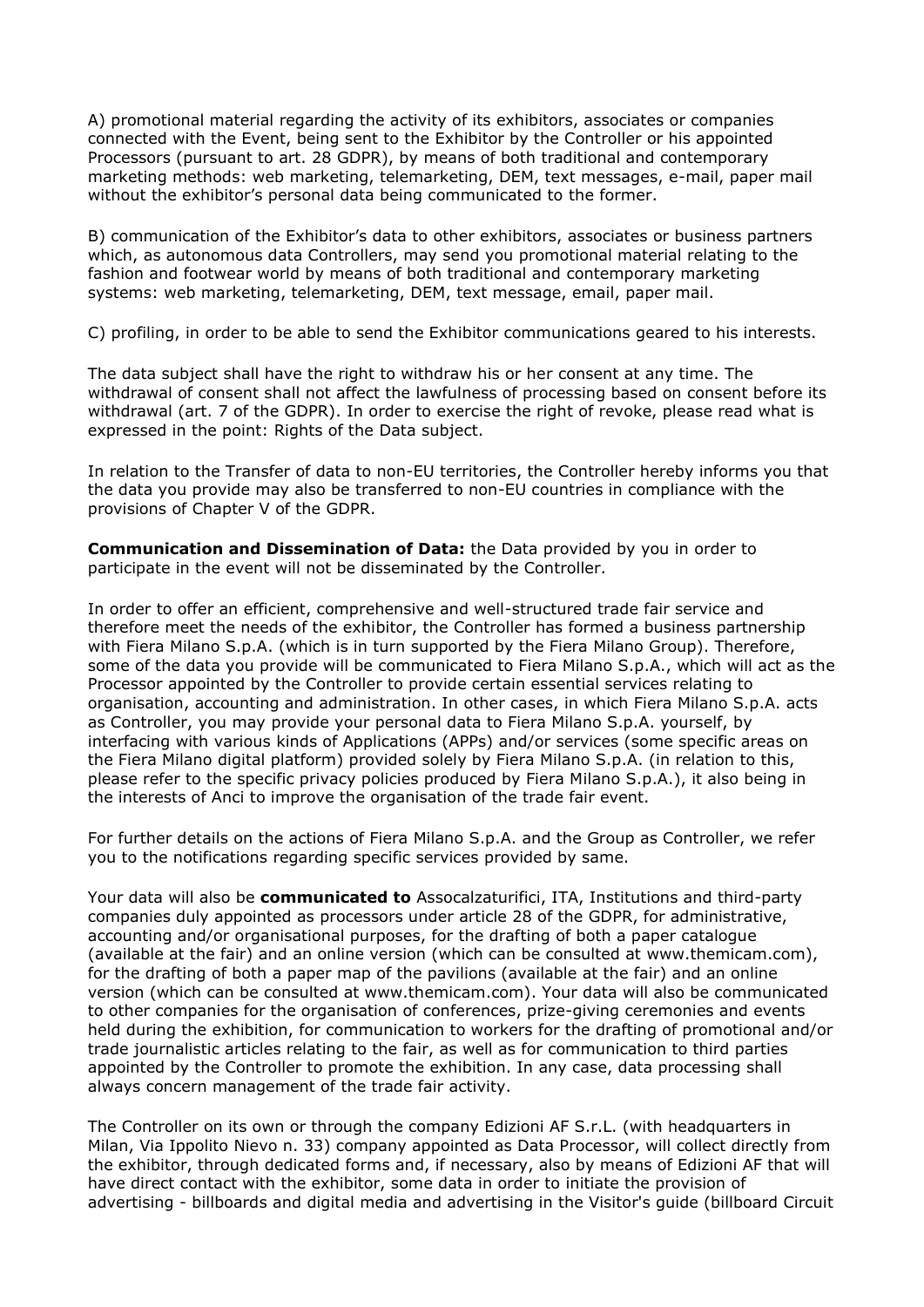A) promotional material regarding the activity of its exhibitors, associates or companies connected with the Event, being sent to the Exhibitor by the Controller or his appointed Processors (pursuant to art. 28 GDPR), by means of both traditional and contemporary marketing methods: web marketing, telemarketing, DEM, text messages, e-mail, paper mail without the exhibitor's personal data being communicated to the former.

B) communication of the Exhibitor's data to other exhibitors, associates or business partners which, as autonomous data Controllers, may send you promotional material relating to the fashion and footwear world by means of both traditional and contemporary marketing systems: web marketing, telemarketing, DEM, text message, email, paper mail.

C) profiling, in order to be able to send the Exhibitor communications geared to his interests.

The data subject shall have the right to withdraw his or her consent at any time. The withdrawal of consent shall not affect the lawfulness of processing based on consent before its withdrawal (art. 7 of the GDPR). In order to exercise the right of revoke, please read what is expressed in the point: Rights of the Data subject.

In relation to the Transfer of data to non-EU territories, the Controller hereby informs you that the data you provide may also be transferred to non-EU countries in compliance with the provisions of Chapter V of the GDPR.

**Communication and Dissemination of Data:** the Data provided by you in order to participate in the event will not be disseminated by the Controller.

In order to offer an efficient, comprehensive and well-structured trade fair service and therefore meet the needs of the exhibitor, the Controller has formed a business partnership with Fiera Milano S.p.A. (which is in turn supported by the Fiera Milano Group). Therefore, some of the data you provide will be communicated to Fiera Milano S.p.A., which will act as the Processor appointed by the Controller to provide certain essential services relating to organisation, accounting and administration. In other cases, in which Fiera Milano S.p.A. acts as Controller, you may provide your personal data to Fiera Milano S.p.A. yourself, by interfacing with various kinds of Applications (APPs) and/or services (some specific areas on the Fiera Milano digital platform) provided solely by Fiera Milano S.p.A. (in relation to this, please refer to the specific privacy policies produced by Fiera Milano S.p.A.), it also being in the interests of Anci to improve the organisation of the trade fair event.

For further details on the actions of Fiera Milano S.p.A. and the Group as Controller, we refer you to the notifications regarding specific services provided by same.

Your data will also be **communicated to** Assocalzaturifici, ITA, Institutions and third-party companies duly appointed as processors under article 28 of the GDPR, for administrative, accounting and/or organisational purposes, for the drafting of both a paper catalogue (available at the fair) and an online version (which can be consulted at www.themicam.com), for the drafting of both a paper map of the pavilions (available at the fair) and an online version (which can be consulted at www.themicam.com). Your data will also be communicated to other companies for the organisation of conferences, prize-giving ceremonies and events held during the exhibition, for communication to workers for the drafting of promotional and/or trade journalistic articles relating to the fair, as well as for communication to third parties appointed by the Controller to promote the exhibition. In any case, data processing shall always concern management of the trade fair activity.

The Controller on its own or through the company Edizioni AF S.r.L. (with headquarters in Milan, Via Ippolito Nievo n. 33) company appointed as Data Processor, will collect directly from the exhibitor, through dedicated forms and, if necessary, also by means of Edizioni AF that will have direct contact with the exhibitor, some data in order to initiate the provision of advertising - billboards and digital media and advertising in the Visitor's guide (billboard Circuit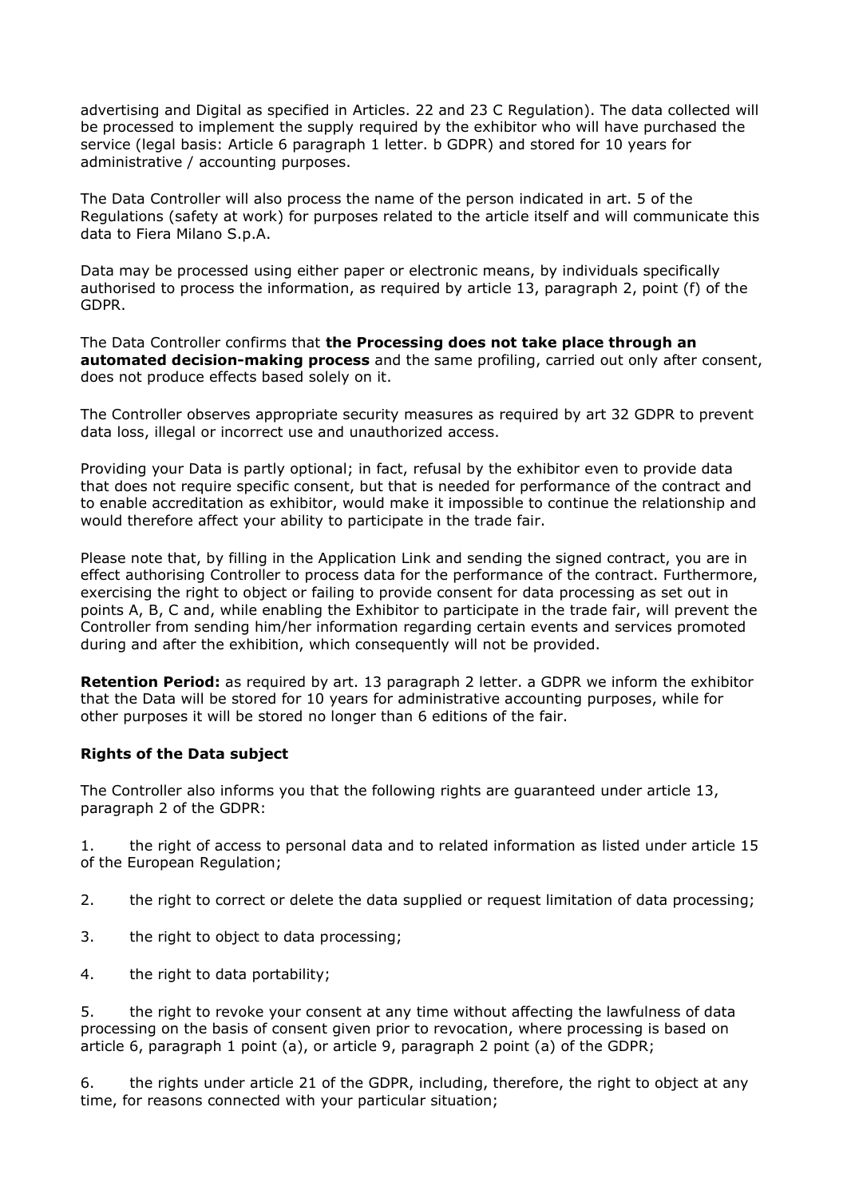advertising and Digital as specified in Articles. 22 and 23 C Regulation). The data collected will be processed to implement the supply required by the exhibitor who will have purchased the service (legal basis: Article 6 paragraph 1 letter. b GDPR) and stored for 10 years for administrative / accounting purposes.

The Data Controller will also process the name of the person indicated in art. 5 of the Regulations (safety at work) for purposes related to the article itself and will communicate this data to Fiera Milano S.p.A.

Data may be processed using either paper or electronic means, by individuals specifically authorised to process the information, as required by article 13, paragraph 2, point (f) of the GDPR.

The Data Controller confirms that **the Processing does not take place through an automated decision-making process** and the same profiling, carried out only after consent, does not produce effects based solely on it.

The Controller observes appropriate security measures as required by art 32 GDPR to prevent data loss, illegal or incorrect use and unauthorized access.

Providing your Data is partly optional; in fact, refusal by the exhibitor even to provide data that does not require specific consent, but that is needed for performance of the contract and to enable accreditation as exhibitor, would make it impossible to continue the relationship and would therefore affect your ability to participate in the trade fair.

Please note that, by filling in the Application Link and sending the signed contract, you are in effect authorising Controller to process data for the performance of the contract. Furthermore, exercising the right to object or failing to provide consent for data processing as set out in points A, B, C and, while enabling the Exhibitor to participate in the trade fair, will prevent the Controller from sending him/her information regarding certain events and services promoted during and after the exhibition, which consequently will not be provided.

**Retention Period:** as required by art. 13 paragraph 2 letter. a GDPR we inform the exhibitor that the Data will be stored for 10 years for administrative accounting purposes, while for other purposes it will be stored no longer than 6 editions of the fair.

**Rights of the Data subject**

The Controller also informs you that the following rights are guaranteed under article 13, paragraph 2 of the GDPR:

1. the right of access to personal data and to related information as listed under article 15 of the European Regulation;

2. the right to correct or delete the data supplied or request limitation of data processing;

3. the right to object to data processing;

4. the right to data portability;

5. the right to revoke your consent at any time without affecting the lawfulness of data processing on the basis of consent given prior to revocation, where processing is based on article 6, paragraph 1 point (a), or article 9, paragraph 2 point (a) of the GDPR;

6. the rights under article 21 of the GDPR, including, therefore, the right to object at any time, for reasons connected with your particular situation;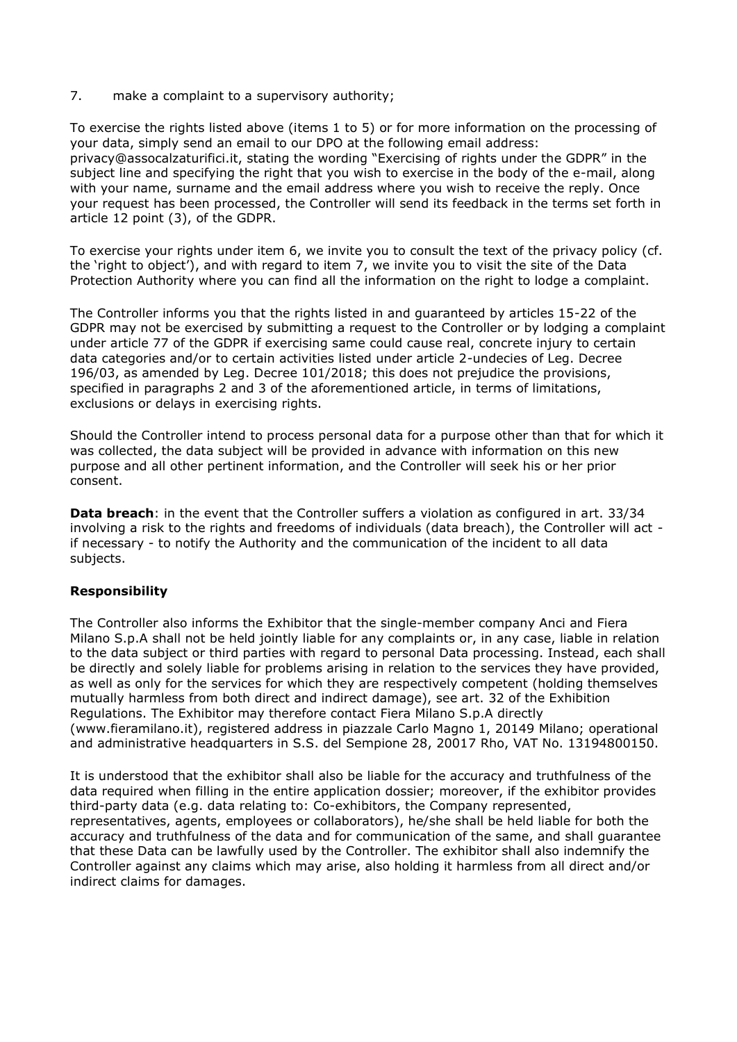7. make a complaint to a supervisory authority;

To exercise the rights listed above (items 1 to 5) or for more information on the processing of your data, simply send an email to our DPO at the following email address: privacy@assocalzaturifici.it, stating the wording "Exercising of rights under the GDPR" in the subject line and specifying the right that you wish to exercise in the body of the e-mail, along with your name, surname and the email address where you wish to receive the reply. Once your request has been processed, the Controller will send its feedback in the terms set forth in article 12 point (3), of the GDPR.

To exercise your rights under item 6, we invite you to consult the text of the privacy policy (cf. the 'right to object'), and with regard to item 7, we invite you to visit the site of the Data Protection Authority where you can find all the information on the right to lodge a complaint.

The Controller informs you that the rights listed in and guaranteed by articles 15-22 of the GDPR may not be exercised by submitting a request to the Controller or by lodging a complaint under article 77 of the GDPR if exercising same could cause real, concrete injury to certain data categories and/or to certain activities listed under article 2-undecies of Leg. Decree 196/03, as amended by Leg. Decree 101/2018; this does not prejudice the provisions, specified in paragraphs 2 and 3 of the aforementioned article, in terms of limitations, exclusions or delays in exercising rights.

Should the Controller intend to process personal data for a purpose other than that for which it was collected, the data subject will be provided in advance with information on this new purpose and all other pertinent information, and the Controller will seek his or her prior consent.

**Data breach**: in the event that the Controller suffers a violation as configured in art. 33/34 involving a risk to the rights and freedoms of individuals (data breach), the Controller will act - if necessary - to notify the Authority and the communication of the incident to all data subjects.

**Responsibility**

The Controller also informs the Exhibitor that the single-member company Anci and Fiera Milano S.p.A shall not be held jointly liable for any complaints or, in any case, liable in relation to the data subject or third parties with regard to personal Data processing. Instead, each shall be directly and solely liable for problems arising in relation to the services they have provided, as well as only for the services for which they are respectively competent (holding themselves mutually harmless from both direct and indirect damage), see art. 32 of the Exhibition Regulations. The Exhibitor may therefore contact Fiera Milano S.p.A directly (www.fieramilano.it), registered address in piazzale Carlo Magno 1, 20149 Milano; operational and administrative headquarters in S.S. del Sempione 28, 20017 Rho, VAT No. 13194800150.

It is understood that the exhibitor shall also be liable for the accuracy and truthfulness of the data required when filling in the entire application dossier; moreover, if the exhibitor provides third-party data (e.g. data relating to: Co-exhibitors, the Company represented, representatives, agents, employees or collaborators), he/she shall be held liable for both the accuracy and truthfulness of the data and for communication of the same, and shall guarantee that these Data can be lawfully used by the Controller. The exhibitor shall also indemnify the Controller against any claims which may arise, also holding it harmless from all direct and/or indirect claims for damages.